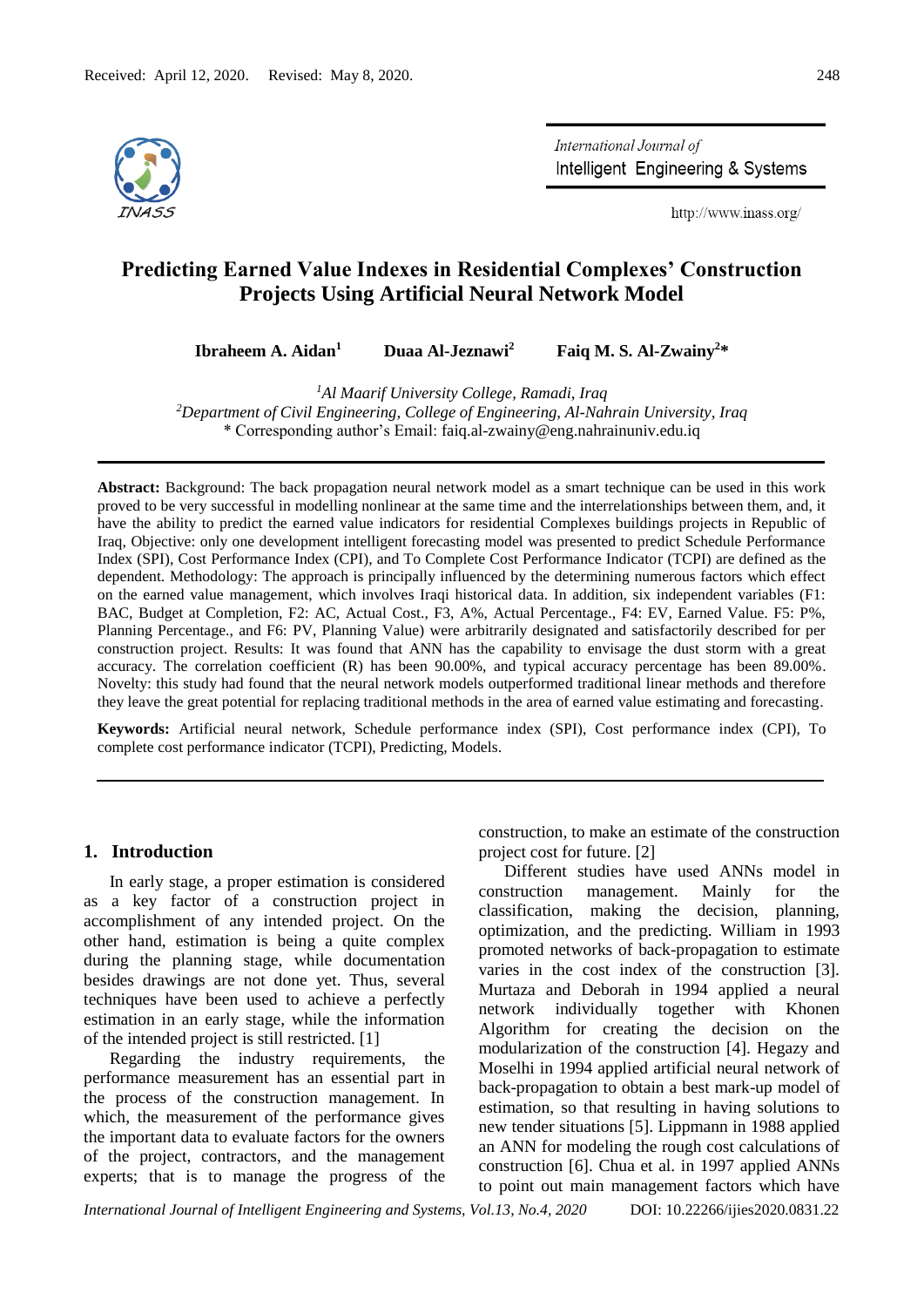Received: April 12, 2020. Revised: May 8, 2020.

# Predicting Earned Value Indexes in Residential Complexes' Construction Projects Using Artificial Neural Network Model

**Ibraheem A. Aidan[1]  Duaa Al-Jeznawi[2]  Faiq M. S. Al-Zwainy[2]***

[1]*Al Maarif University College, Ramadi, Iraq*
[2]*Department of Civil Engineering, College of Engineering, Al-Nahrain University, Iraq*
\* Corresponding author's Email: faiq.al-zwainy@eng.nahrainuniv.edu.iq

---

**Abstract:** Background: The back propagation neural network model as a smart technique can be used in this work proved to be very successful in modelling nonlinear at the same time and the interrelationships between them, and, it have the ability to predict the earned value indicators for residential Complexes buildings projects in Republic of Iraq, Objective: only one development intelligent forecasting model was presented to predict Schedule Performance Index (SPI), Cost Performance Index (CPI), and To Complete Cost Performance Indicator (TCPI) are defined as the dependent. Methodology: The approach is principally influenced by the determining numerous factors which effect on the earned value management, which involves Iraqi historical data. In addition, six independent variables (F1: BAC, Budget at Completion, F2: AC, Actual Cost., F3, A%, Actual Percentage., F4: EV, Earned Value. F5: P%, Planning Percentage., and F6: PV, Planning Value) were arbitrarily designated and satisfactorily described for per construction project. Results: It was found that ANN has the capability to envisage the dust storm with a great accuracy. The correlation coefficient (R) has been 90.00%, and typical accuracy percentage has been 89.00%. Novelty: this study had found that the neural network models outperformed traditional linear methods and therefore they leave the great potential for replacing traditional methods in the area of earned value estimating and forecasting.

**Keywords:** Artificial neural network, Schedule performance index (SPI), Cost performance index (CPI), To complete cost performance indicator (TCPI), Predicting, Models.

---

## 1. Introduction

In early stage, a proper estimation is considered as a key factor of a construction project in accomplishment of any intended project. On the other hand, estimation is being a quite complex during the planning stage, while documentation besides drawings are not done yet. Thus, several techniques have been used to achieve a perfectly estimation in an early stage, while the information of the intended project is still restricted. [1]

Regarding the industry requirements, the performance measurement has an essential part in the process of the construction management. In which, the measurement of the performance gives the important data to evaluate factors for the owners of the project, contractors, and the management experts; that is to manage the progress of the construction, to make an estimate of the construction project cost for future. [2]

Different studies have used ANNs model in construction management. Mainly for the classification, making the decision, planning, optimization, and the predicting. William in 1993 promoted networks of back-propagation to estimate varies in the cost index of the construction [3]. Murtaza and Deborah in 1994 applied a neural network individually together with Khonen Algorithm for creating the decision on the modularization of the construction [4]. Hegazy and Moselhi in 1994 applied artificial neural network of back-propagation to obtain a best mark-up model of estimation, so that resulting in having solutions to new tender situations [5]. Lippmann in 1988 applied an ANN for modeling the rough cost calculations of construction [6]. Chua et al. in 1997 applied ANNs to point out main management factors which have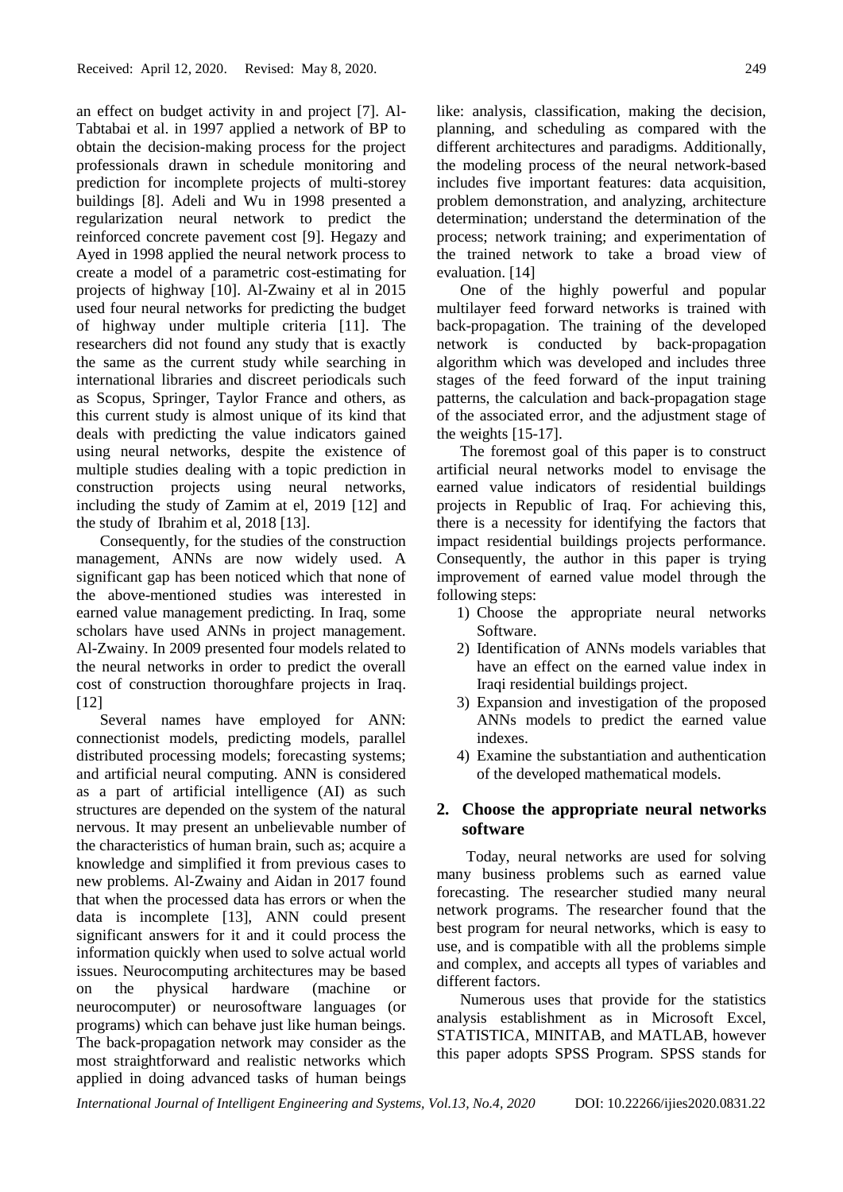an effect on budget activity in and project [7]. Al-Tabtabai et al. in 1997 applied a network of BP to obtain the decision-making process for the project professionals drawn in schedule monitoring and prediction for incomplete projects of multi-storey buildings [8]. Adeli and Wu in 1998 presented a regularization neural network to predict the reinforced concrete pavement cost [9]. Hegazy and Ayed in 1998 applied the neural network process to create a model of a parametric cost-estimating for projects of highway [10]. Al-Zwainy et al in 2015 used four neural networks for predicting the budget of highway under multiple criteria [11]. The researchers did not found any study that is exactly the same as the current study while searching in international libraries and discreet periodicals such as Scopus, Springer, Taylor France and others, as this current study is almost unique of its kind that deals with predicting the value indicators gained using neural networks, despite the existence of multiple studies dealing with a topic prediction in construction projects using neural networks, including the study of Zamim at el, 2019 [12] and the study of Ibrahim et al, 2018 [13].

Consequently, for the studies of the construction management, ANNs are now widely used. A significant gap has been noticed which that none of the above-mentioned studies was interested in earned value management predicting. In Iraq, some scholars have used ANNs in project management. Al-Zwainy. In 2009 presented four models related to the neural networks in order to predict the overall cost of construction thoroughfare projects in Iraq. [12]

Several names have employed for ANN: connectionist models, predicting models, parallel distributed processing models; forecasting systems; and artificial neural computing. ANN is considered as a part of artificial intelligence (AI) as such structures are depended on the system of the natural nervous. It may present an unbelievable number of the characteristics of human brain, such as; acquire a knowledge and simplified it from previous cases to new problems. Al-Zwainy and Aidan in 2017 found that when the processed data has errors or when the data is incomplete [13], ANN could present significant answers for it and it could process the information quickly when used to solve actual world issues. Neurocomputing architectures may be based on the physical hardware (machine or neurocomputer) or neurosoftware languages (or programs) which can behave just like human beings. The back-propagation network may consider as the most straightforward and realistic networks which applied in doing advanced tasks of human beings like: analysis, classification, making the decision, planning, and scheduling as compared with the different architectures and paradigms. Additionally, the modeling process of the neural network-based includes five important features: data acquisition, problem demonstration, and analyzing, architecture determination; understand the determination of the process; network training; and experimentation of the trained network to take a broad view of evaluation. [14]

One of the highly powerful and popular multilayer feed forward networks is trained with back-propagation. The training of the developed network is conducted by back-propagation algorithm which was developed and includes three stages of the feed forward of the input training patterns, the calculation and back-propagation stage of the associated error, and the adjustment stage of the weights [15-17].

The foremost goal of this paper is to construct artificial neural networks model to envisage the earned value indicators of residential buildings projects in Republic of Iraq. For achieving this, there is a necessity for identifying the factors that impact residential buildings projects performance. Consequently, the author in this paper is trying improvement of earned value model through the following steps:

1) Choose the appropriate neural networks Software.
2) Identification of ANNs models variables that have an effect on the earned value index in Iraqi residential buildings project.
3) Expansion and investigation of the proposed ANNs models to predict the earned value indexes.
4) Examine the substantiation and authentication of the developed mathematical models.

## 2. Choose the appropriate neural networks software

Today, neural networks are used for solving many business problems such as earned value forecasting. The researcher studied many neural network programs. The researcher found that the best program for neural networks, which is easy to use, and is compatible with all the problems simple and complex, and accepts all types of variables and different factors.

Numerous uses that provide for the statistics analysis establishment as in Microsoft Excel, STATISTICA, MINITAB, and MATLAB, however this paper adopts SPSS Program. SPSS stands for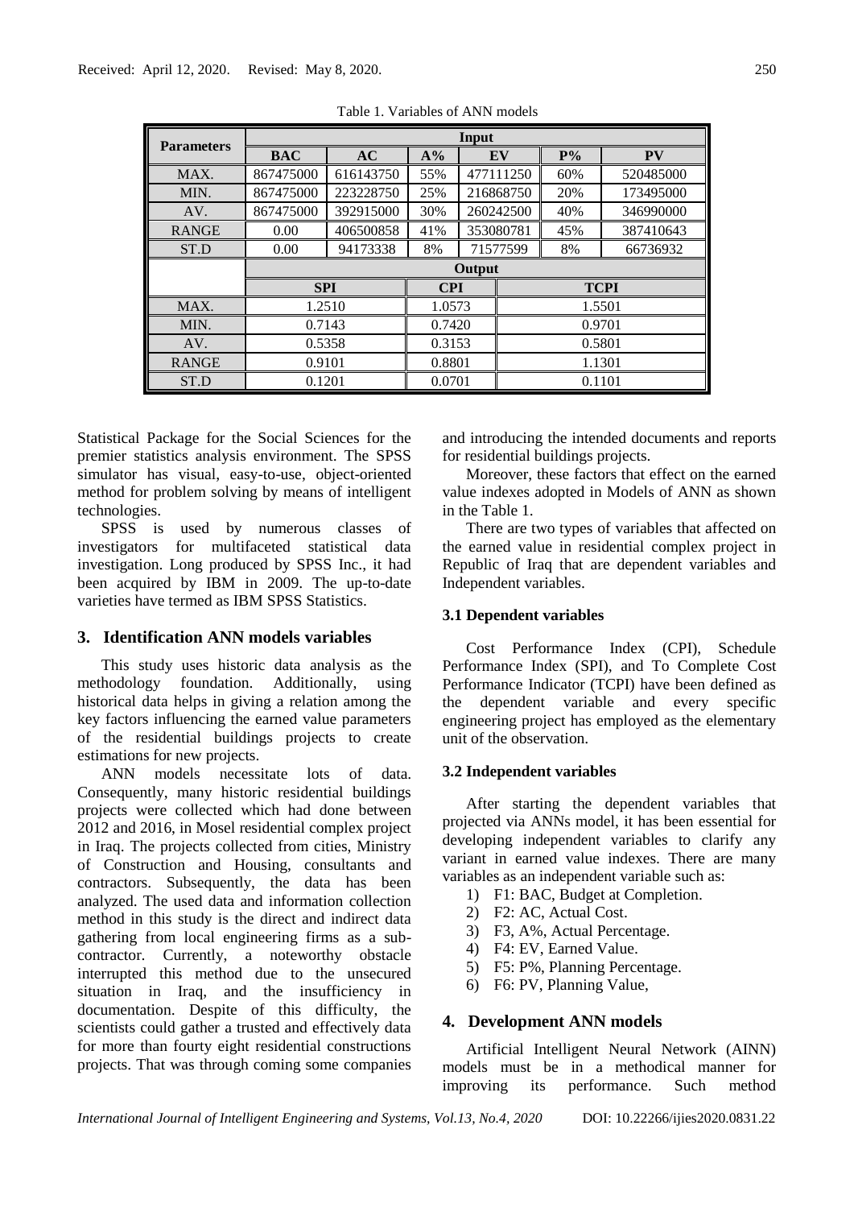Table 1. Variables of ANN models

| Parameters | Input | | | | | |
|---|---|---|---|---|---|---|
| | BAC | AC | A% | EV | P% | PV |
| MAX. | 867475000 | 616143750 | 55% | 477111250 | 60% | 520485000 |
| MIN. | 867475000 | 223228750 | 25% | 216868750 | 20% | 173495000 |
| AV. | 867475000 | 392915000 | 30% | 260242500 | 40% | 346990000 |
| RANGE | 0.00 | 406500858 | 41% | 353080781 | 45% | 387410643 |
| ST.D | 0.00 | 94173338 | 8% | 71577599 | 8% | 66736932 |
| | Output | | | | | |
| | SPI | | CPI | TCPI | | |
| MAX. | 1.2510 | | 1.0573 | 1.5501 | | |
| MIN. | 0.7143 | | 0.7420 | 0.9701 | | |
| AV. | 0.5358 | | 0.3153 | 0.5801 | | |
| RANGE | 0.9101 | | 0.8801 | 1.1301 | | |
| ST.D | 0.1201 | | 0.0701 | 0.1101 | | |

Statistical Package for the Social Sciences for the premier statistics analysis environment. The SPSS simulator has visual, easy-to-use, object-oriented method for problem solving by means of intelligent technologies.

SPSS is used by numerous classes of investigators for multifaceted statistical data investigation. Long produced by SPSS Inc., it had been acquired by IBM in 2009. The up-to-date varieties have termed as IBM SPSS Statistics.

## 3. Identification ANN models variables

This study uses historic data analysis as the methodology foundation. Additionally, using historical data helps in giving a relation among the key factors influencing the earned value parameters of the residential buildings projects to create estimations for new projects.

ANN models necessitate lots of data. Consequently, many historic residential buildings projects were collected which had done between 2012 and 2016, in Mosel residential complex project in Iraq. The projects collected from cities, Ministry of Construction and Housing, consultants and contractors. Subsequently, the data has been analyzed. The used data and information collection method in this study is the direct and indirect data gathering from local engineering firms as a sub-contractor. Currently, a noteworthy obstacle interrupted this method due to the unsecured situation in Iraq, and the insufficiency in documentation. Despite of this difficulty, the scientists could gather a trusted and effectively data for more than fourty eight residential constructions projects. That was through coming some companies and introducing the intended documents and reports for residential buildings projects.

Moreover, these factors that effect on the earned value indexes adopted in Models of ANN as shown in the Table 1.

There are two types of variables that affected on the earned value in residential complex project in Republic of Iraq that are dependent variables and Independent variables.

### 3.1 Dependent variables

Cost Performance Index (CPI), Schedule Performance Index (SPI), and To Complete Cost Performance Indicator (TCPI) have been defined as the dependent variable and every specific engineering project has employed as the elementary unit of the observation.

### 3.2 Independent variables

After starting the dependent variables that projected via ANNs model, it has been essential for developing independent variables to clarify any variant in earned value indexes. There are many variables as an independent variable such as:

1) F1: BAC, Budget at Completion.
2) F2: AC, Actual Cost.
3) F3, A%, Actual Percentage.
4) F4: EV, Earned Value.
5) F5: P%, Planning Percentage.
6) F6: PV, Planning Value,

## 4. Development ANN models

Artificial Intelligent Neural Network (AINN) models must be in a methodical manner for improving its performance. Such method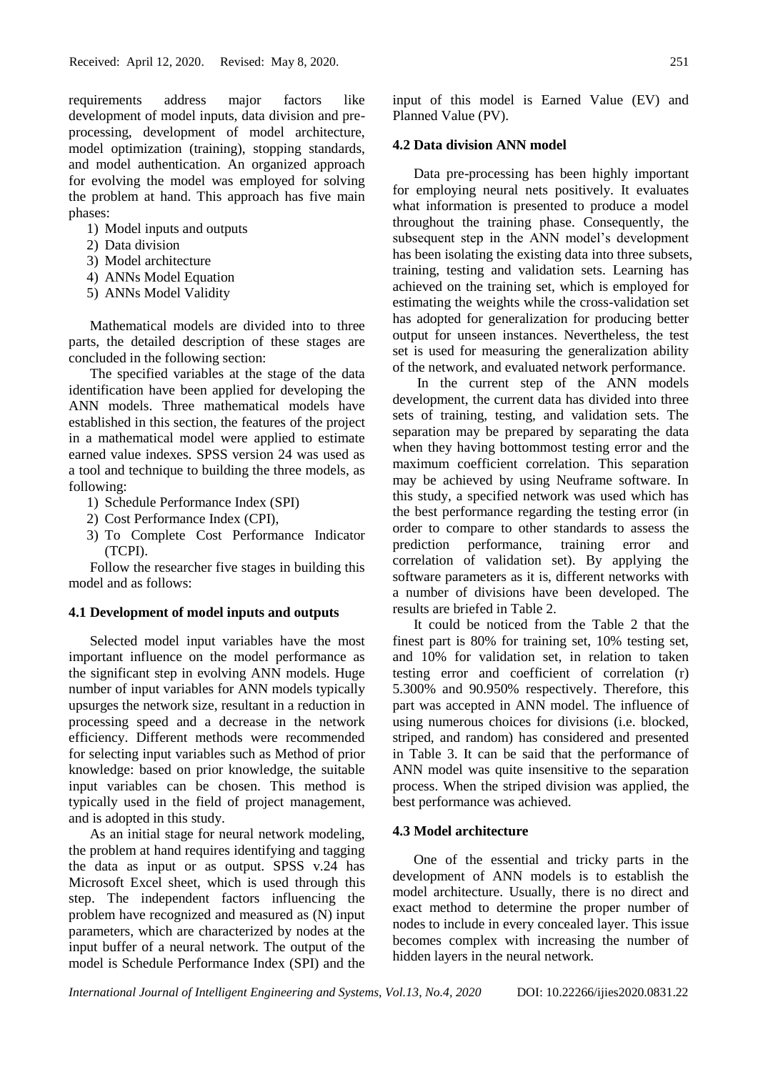requirements address major factors like development of model inputs, data division and pre-processing, development of model architecture, model optimization (training), stopping standards, and model authentication. An organized approach for evolving the model was employed for solving the problem at hand. This approach has five main phases:

1) Model inputs and outputs
2) Data division
3) Model architecture
4) ANNs Model Equation
5) ANNs Model Validity

Mathematical models are divided into to three parts, the detailed description of these stages are concluded in the following section:

The specified variables at the stage of the data identification have been applied for developing the ANN models. Three mathematical models have established in this section, the features of the project in a mathematical model were applied to estimate earned value indexes. SPSS version 24 was used as a tool and technique to building the three models, as following:

1) Schedule Performance Index (SPI)
2) Cost Performance Index (CPI),
3) To Complete Cost Performance Indicator (TCPI).

Follow the researcher five stages in building this model and as follows:

### 4.1 Development of model inputs and outputs

Selected model input variables have the most important influence on the model performance as the significant step in evolving ANN models. Huge number of input variables for ANN models typically upsurges the network size, resultant in a reduction in processing speed and a decrease in the network efficiency. Different methods were recommended for selecting input variables such as Method of prior knowledge: based on prior knowledge, the suitable input variables can be chosen. This method is typically used in the field of project management, and is adopted in this study.

As an initial stage for neural network modeling, the problem at hand requires identifying and tagging the data as input or as output. SPSS v.24 has Microsoft Excel sheet, which is used through this step. The independent factors influencing the problem have recognized and measured as (N) input parameters, which are characterized by nodes at the input buffer of a neural network. The output of the model is Schedule Performance Index (SPI) and the input of this model is Earned Value (EV) and Planned Value (PV).

### 4.2 Data division ANN model

Data pre-processing has been highly important for employing neural nets positively. It evaluates what information is presented to produce a model throughout the training phase. Consequently, the subsequent step in the ANN model's development has been isolating the existing data into three subsets, training, testing and validation sets. Learning has achieved on the training set, which is employed for estimating the weights while the cross-validation set has adopted for generalization for producing better output for unseen instances. Nevertheless, the test set is used for measuring the generalization ability of the network, and evaluated network performance.

In the current step of the ANN models development, the current data has divided into three sets of training, testing, and validation sets. The separation may be prepared by separating the data when they having bottommost testing error and the maximum coefficient correlation. This separation may be achieved by using Neuframe software. In this study, a specified network was used which has the best performance regarding the testing error (in order to compare to other standards to assess the prediction performance, training error and correlation of validation set). By applying the software parameters as it is, different networks with a number of divisions have been developed. The results are briefed in Table 2.

It could be noticed from the Table 2 that the finest part is 80% for training set, 10% testing set, and 10% for validation set, in relation to taken testing error and coefficient of correlation (r) 5.300% and 90.950% respectively. Therefore, this part was accepted in ANN model. The influence of using numerous choices for divisions (i.e. blocked, striped, and random) has considered and presented in Table 3. It can be said that the performance of ANN model was quite insensitive to the separation process. When the striped division was applied, the best performance was achieved.

### 4.3 Model architecture

One of the essential and tricky parts in the development of ANN models is to establish the model architecture. Usually, there is no direct and exact method to determine the proper number of nodes to include in every concealed layer. This issue becomes complex with increasing the number of hidden layers in the neural network.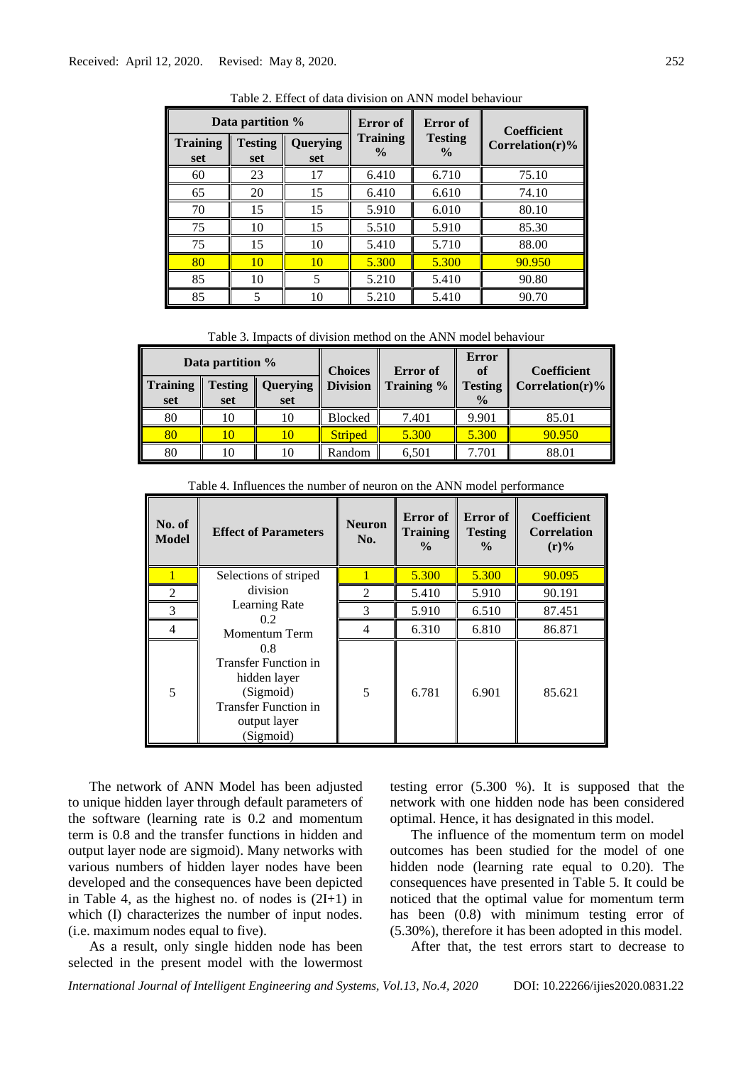Table 2. Effect of data division on ANN model behaviour

| Data partition % | | | Error of Training % | Error of Testing % | Coefficient Correlation(r)% |
|---|---|---|---|---|---|
| Training set | Testing set | Querying set | | | |
| 60 | 23 | 17 | 6.410 | 6.710 | 75.10 |
| 65 | 20 | 15 | 6.410 | 6.610 | 74.10 |
| 70 | 15 | 15 | 5.910 | 6.010 | 80.10 |
| 75 | 10 | 15 | 5.510 | 5.910 | 85.30 |
| 75 | 15 | 10 | 5.410 | 5.710 | 88.00 |
| 80 | 10 | 10 | 5.300 | 5.300 | 90.950 |
| 85 | 10 | 5 | 5.210 | 5.410 | 90.80 |
| 85 | 5 | 10 | 5.210 | 5.410 | 90.70 |

Table 3. Impacts of division method on the ANN model behaviour

| Data partition % | | | Choices Division | Error of Training % | Error of Testing % | Coefficient Correlation(r)% |
|---|---|---|---|---|---|---|
| Training set | Testing set | Querying set | | | | |
| 80 | 10 | 10 | Blocked | 7.401 | 9.901 | 85.01 |
| 80 | 10 | 10 | Striped | 5.300 | 5.300 | 90.950 |
| 80 | 10 | 10 | Random | 6,501 | 7.701 | 88.01 |

Table 4. Influences the number of neuron on the ANN model performance

| No. of Model | Effect of Parameters | Neuron No. | Error of Training % | Error of Testing % | Coefficient Correlation (r)% |
|---|---|---|---|---|---|
| 1 | Selections of striped division Learning Rate 0.2 Momentum Term 0.8 Transfer Function in hidden layer (Sigmoid) Transfer Function in output layer (Sigmoid) | 1 | 5.300 | 5.300 | 90.095 |
| 2 | | 2 | 5.410 | 5.910 | 90.191 |
| 3 | | 3 | 5.910 | 6.510 | 87.451 |
| 4 | | 4 | 6.310 | 6.810 | 86.871 |
| 5 | | 5 | 6.781 | 6.901 | 85.621 |

The network of ANN Model has been adjusted to unique hidden layer through default parameters of the software (learning rate is 0.2 and momentum term is 0.8 and the transfer functions in hidden and output layer node are sigmoid). Many networks with various numbers of hidden layer nodes have been developed and the consequences have been depicted in Table 4, as the highest no. of nodes is (2I+1) in which (I) characterizes the number of input nodes. (i.e. maximum nodes equal to five).

As a result, only single hidden node has been selected in the present model with the lowermost testing error (5.300 %). It is supposed that the network with one hidden node has been considered optimal. Hence, it has designated in this model.

The influence of the momentum term on model outcomes has been studied for the model of one hidden node (learning rate equal to 0.20). The consequences have presented in Table 5. It could be noticed that the optimal value for momentum term has been (0.8) with minimum testing error of (5.30%), therefore it has been adopted in this model.

After that, the test errors start to decrease to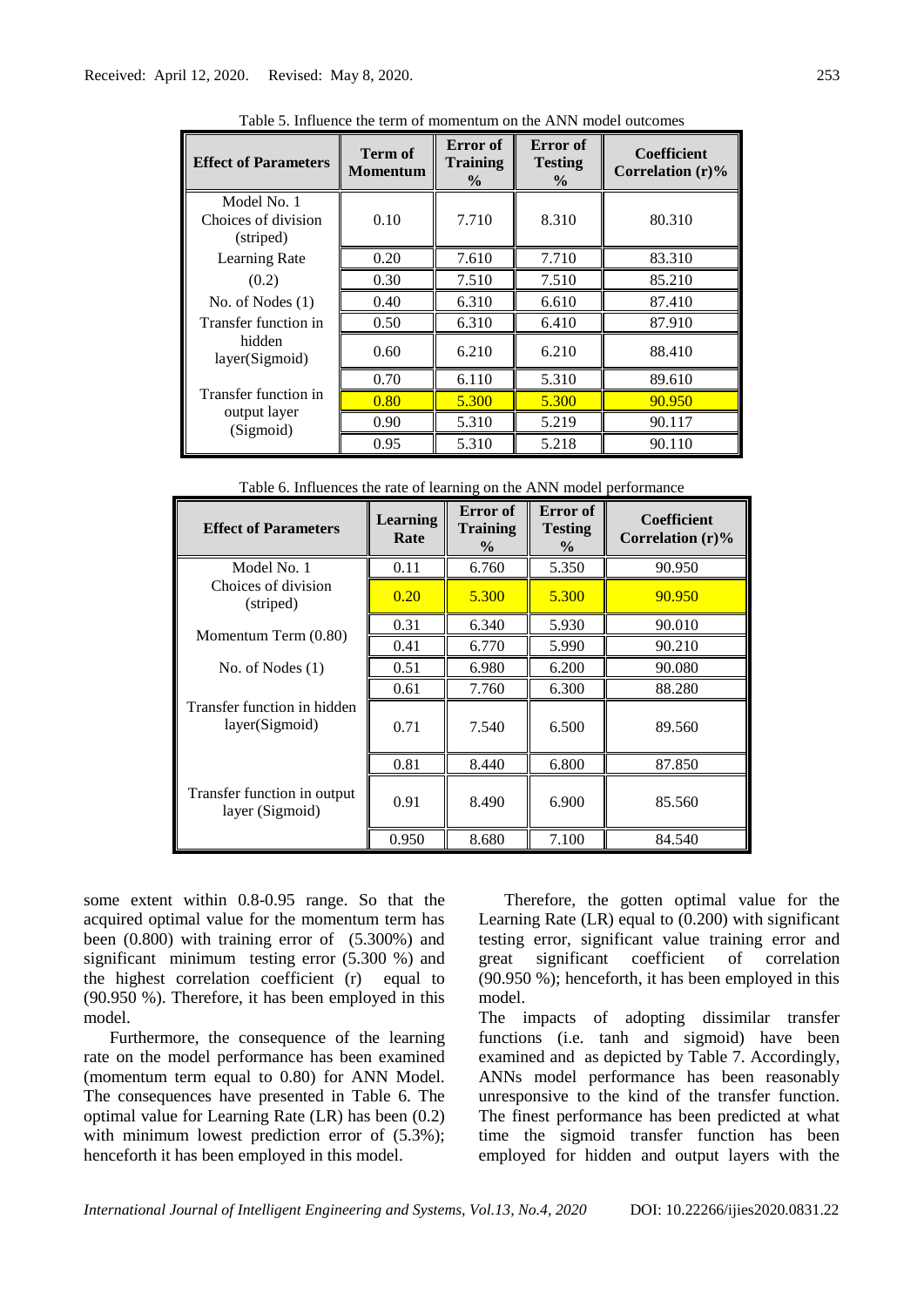Table 5. Influence the term of momentum on the ANN model outcomes

| Effect of Parameters | Term of Momentum | Error of Training % | Error of Testing % | Coefficient Correlation (r)% |
|---|---|---|---|---|
| Model No. 1<br>Choices of division (striped) | 0.10 | 7.710 | 8.310 | 80.310 |
| Learning Rate | 0.20 | 7.610 | 7.710 | 83.310 |
| (0.2) | 0.30 | 7.510 | 7.510 | 85.210 |
| No. of Nodes (1) | 0.40 | 6.310 | 6.610 | 87.410 |
| Transfer function in | 0.50 | 6.310 | 6.410 | 87.910 |
| hidden layer(Sigmoid) | 0.60 | 6.210 | 6.210 | 88.410 |
| Transfer function in output layer (Sigmoid) | 0.70 | 6.110 | 5.310 | 89.610 |
| | 0.80 | 5.300 | 5.300 | 90.950 |
| | 0.90 | 5.310 | 5.219 | 90.117 |
| | 0.95 | 5.310 | 5.218 | 90.110 |

Table 6. Influences the rate of learning on the ANN model performance

| Effect of Parameters | Learning Rate | Error of Training % | Error of Testing % | Coefficient Correlation (r)% |
|---|---|---|---|---|
| Model No. 1 | 0.11 | 6.760 | 5.350 | 90.950 |
| Choices of division (striped) | 0.20 | 5.300 | 5.300 | 90.950 |
| Momentum Term (0.80) | 0.31 | 6.340 | 5.930 | 90.010 |
| | 0.41 | 6.770 | 5.990 | 90.210 |
| No. of Nodes (1) | 0.51 | 6.980 | 6.200 | 90.080 |
| | 0.61 | 7.760 | 6.300 | 88.280 |
| Transfer function in hidden layer(Sigmoid) | 0.71 | 7.540 | 6.500 | 89.560 |
| | 0.81 | 8.440 | 6.800 | 87.850 |
| Transfer function in output layer (Sigmoid) | 0.91 | 8.490 | 6.900 | 85.560 |
| | 0.950 | 8.680 | 7.100 | 84.540 |

some extent within 0.8-0.95 range. So that the acquired optimal value for the momentum term has been (0.800) with training error of (5.300%) and significant minimum testing error (5.300 %) and the highest correlation coefficient (r) equal to (90.950 %). Therefore, it has been employed in this model.

Furthermore, the consequence of the learning rate on the model performance has been examined (momentum term equal to 0.80) for ANN Model. The consequences have presented in Table 6. The optimal value for Learning Rate (LR) has been (0.2) with minimum lowest prediction error of (5.3%); henceforth it has been employed in this model.

Therefore, the gotten optimal value for the Learning Rate (LR) equal to (0.200) with significant testing error, significant value training error and great significant coefficient of correlation (90.950 %); henceforth, it has been employed in this model.

The impacts of adopting dissimilar transfer functions (i.e. tanh and sigmoid) have been examined and as depicted by Table 7. Accordingly, ANNs model performance has been reasonably unresponsive to the kind of the transfer function. The finest performance has been predicted at what time the sigmoid transfer function has been employed for hidden and output layers with the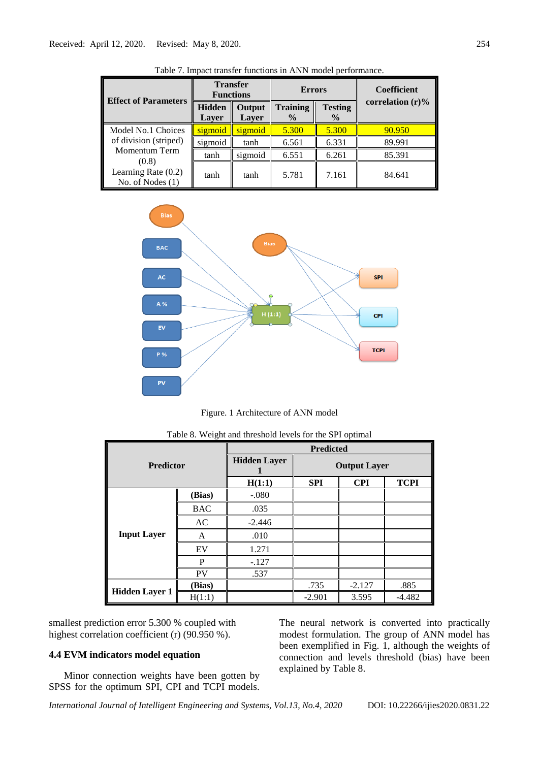Table 7. Impact transfer functions in ANN model performance.

| Effect of Parameters | Transfer Functions | | Errors | | Coefficient correlation (r)% |
|---|---|---|---|---|---|
| | Hidden Layer | Output Layer | Training % | Testing % | |
| Model No.1 Choices of division (striped) Momentum Term (0.8) Learning Rate (0.2) No. of Nodes (1) | sigmoid | sigmoid | 5.300 | 5.300 | 90.950 |
| | sigmoid | tanh | 6.561 | 6.331 | 89.991 |
| | tanh | sigmoid | 6.551 | 6.261 | 85.391 |
| | tanh | tanh | 5.781 | 7.161 | 84.641 |

Figure. 1 Architecture of ANN model

Table 8. Weight and threshold levels for the SPI optimal

| Predictor | | Predicted | | | |
|---|---|---|---|---|---|
| | | Hidden Layer 1 | Output Layer | | |
| | | H(1:1) | SPI | CPI | TCPI |
| Input Layer | (Bias) | -.080 | | | |
| | BAC | .035 | | | |
| | AC | -2.446 | | | |
| | A | .010 | | | |
| | EV | 1.271 | | | |
| | P | -.127 | | | |
| | PV | .537 | | | |
| Hidden Layer 1 | (Bias) | | .735 | -2.127 | .885 |
| | H(1:1) | | -2.901 | 3.595 | -4.482 |

smallest prediction error 5.300 % coupled with highest correlation coefficient (r) (90.950 %).

### 4.4 EVM indicators model equation

Minor connection weights have been gotten by SPSS for the optimum SPI, CPI and TCPI models. The neural network is converted into practically modest formulation. The group of ANN model has been exemplified in Fig. 1, although the weights of connection and levels threshold (bias) have been explained by Table 8.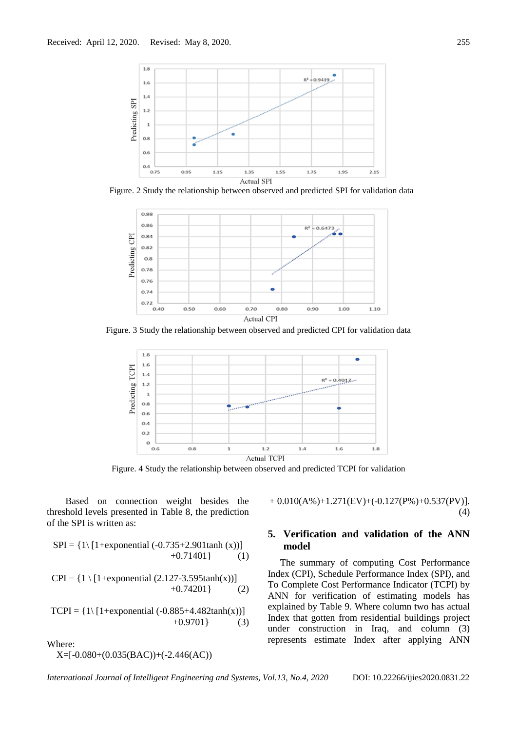Figure. 2 Study the relationship between observed and predicted SPI for validation data

Figure. 3 Study the relationship between observed and predicted CPI for validation data

Figure. 4 Study the relationship between observed and predicted TCPI for validation

Based on connection weight besides the threshold levels presented in Table 8, the prediction of the SPI is written as:

$$SPI = \{1 \backslash [1+\text{exponential}\ (-0.735+2.901\tanh(x))] + 0.71401\} \qquad (1)$$

$$CPI = \{1 \backslash [1+\text{exponential}\ (2.127-3.595\tanh(x))] + 0.74201\} \qquad (2)$$

$$TCPI = \{1 \backslash [1+\text{exponential}\ (-0.885+4.482\tanh(x))] + 0.9701\} \qquad (3)$$

Where:

$$X=[-0.080+(0.035(BAC))+(-2.446(AC)) + 0.010(A\%)+1.271(EV)+(-0.127(P\%)+0.537(PV)]. \qquad (4)$$

## 5. Verification and validation of the ANN model

The summary of computing Cost Performance Index (CPI), Schedule Performance Index (SPI), and To Complete Cost Performance Indicator (TCPI) by ANN for verification of estimating models has explained by Table 9. Where column two has actual Index that gotten from residential buildings project under construction in Iraq, and column (3) represents estimate Index after applying ANN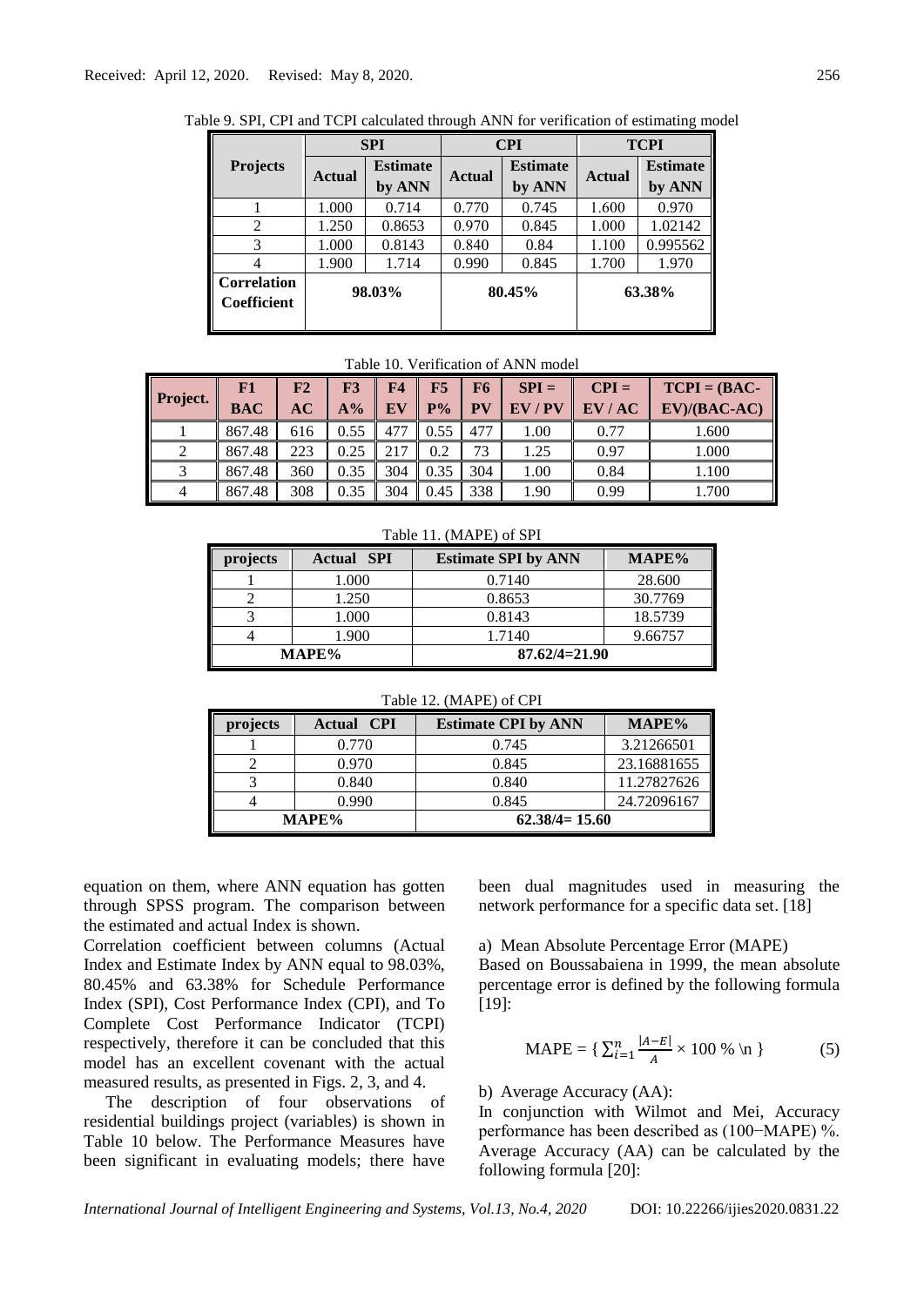Table 9. SPI, CPI and TCPI calculated through ANN for verification of estimating model

| Projects | SPI | | CPI | | TCPI | |
|---|---|---|---|---|---|---|
| | Actual | Estimate by ANN | Actual | Estimate by ANN | Actual | Estimate by ANN |
| 1 | 1.000 | 0.714 | 0.770 | 0.745 | 1.600 | 0.970 |
| 2 | 1.250 | 0.8653 | 0.970 | 0.845 | 1.000 | 1.02142 |
| 3 | 1.000 | 0.8143 | 0.840 | 0.84 | 1.100 | 0.995562 |
| 4 | 1.900 | 1.714 | 0.990 | 0.845 | 1.700 | 1.970 |
| **Correlation Coefficient** | **98.03%** | | **80.45%** | | **63.38%** | |

Table 10. Verification of ANN model

| Project. | F1 BAC | F2 AC | F3 A% | F4 EV | F5 P% | F6 PV | SPI = EV / PV | CPI = EV / AC | TCPI = (BAC-EV)/(BAC-AC) |
|---|---|---|---|---|---|---|---|---|---|
| 1 | 867.48 | 616 | 0.55 | 477 | 0.55 | 477 | 1.00 | 0.77 | 1.600 |
| 2 | 867.48 | 223 | 0.25 | 217 | 0.2 | 73 | 1.25 | 0.97 | 1.000 |
| 3 | 867.48 | 360 | 0.35 | 304 | 0.35 | 304 | 1.00 | 0.84 | 1.100 |
| 4 | 867.48 | 308 | 0.35 | 304 | 0.45 | 338 | 1.90 | 0.99 | 1.700 |

Table 11. (MAPE) of SPI

| projects | Actual SPI | Estimate SPI by ANN | MAPE% |
|---|---|---|---|
| 1 | 1.000 | 0.7140 | 28.600 |
| 2 | 1.250 | 0.8653 | 30.7769 |
| 3 | 1.000 | 0.8143 | 18.5739 |
| 4 | 1.900 | 1.7140 | 9.66757 |
| **MAPE%** | | **87.62/4=21.90** | |

Table 12. (MAPE) of CPI

| projects | Actual CPI | Estimate CPI by ANN | MAPE% |
|---|---|---|---|
| 1 | 0.770 | 0.745 | 3.21266501 |
| 2 | 0.970 | 0.845 | 23.16881655 |
| 3 | 0.840 | 0.840 | 11.27827626 |
| 4 | 0.990 | 0.845 | 24.72096167 |
| **MAPE%** | | **62.38/4= 15.60** | |

equation on them, where ANN equation has gotten through SPSS program. The comparison between the estimated and actual Index is shown.

Correlation coefficient between columns (Actual Index and Estimate Index by ANN equal to 98.03%, 80.45% and 63.38% for Schedule Performance Index (SPI), Cost Performance Index (CPI), and To Complete Cost Performance Indicator (TCPI) respectively, therefore it can be concluded that this model has an excellent covenant with the actual measured results, as presented in Figs. 2, 3, and 4.

The description of four observations of residential buildings project (variables) is shown in Table 10 below. The Performance Measures have been significant in evaluating models; there have been dual magnitudes used in measuring the network performance for a specific data set. [18]

a) Mean Absolute Percentage Error (MAPE)

Based on Boussabaiena in 1999, the mean absolute percentage error is defined by the following formula [19]:

$$\text{MAPE} = \{ \sum_{i=1}^{n} \frac{|A-E|}{A} \times 100\ \%\ \backslash n \} \tag{5}$$

b) Average Accuracy (AA):

In conjunction with Wilmot and Mei, Accuracy performance has been described as (100−MAPE) %. Average Accuracy (AA) can be calculated by the following formula [20]: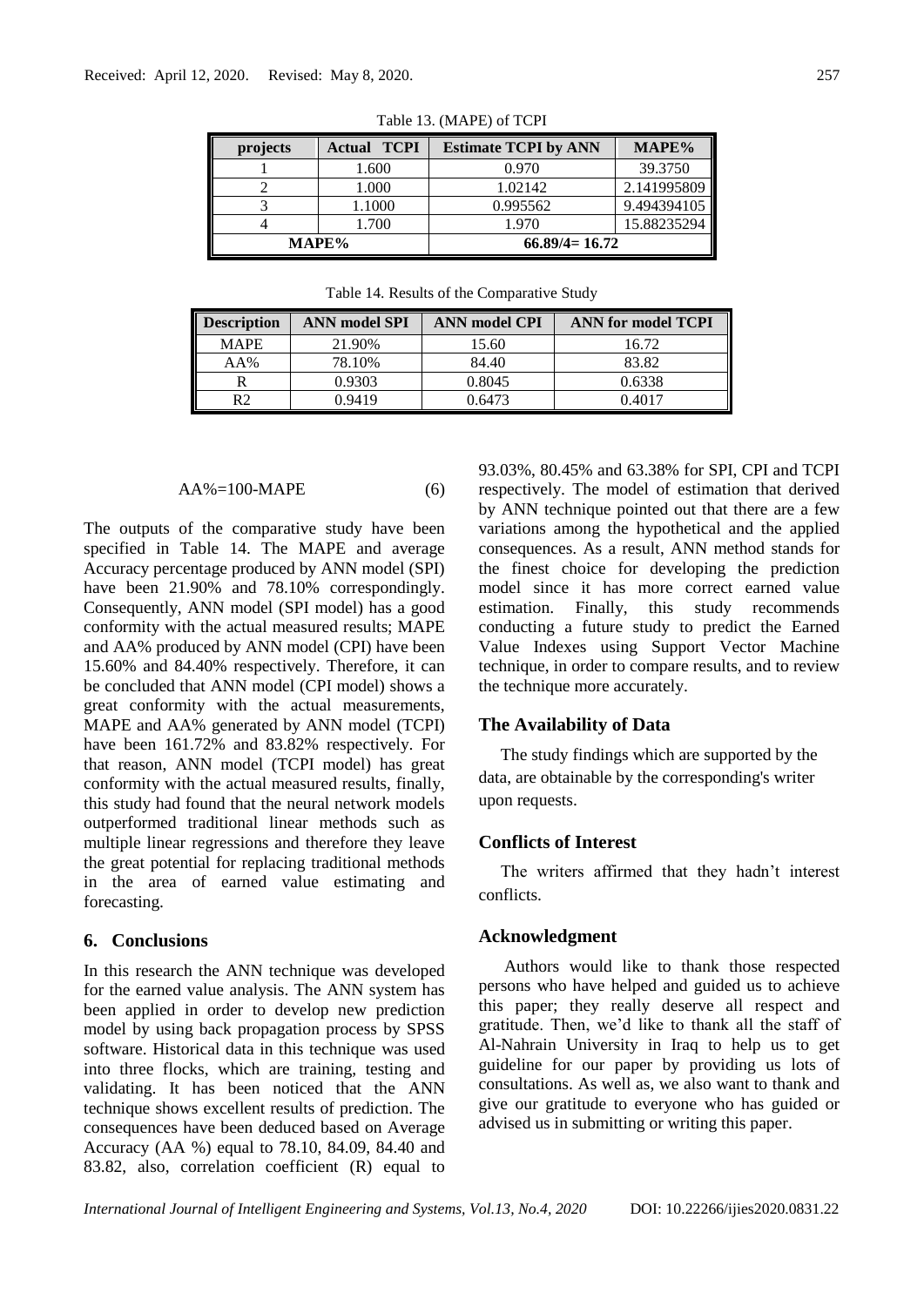Table 13. (MAPE) of TCPI

| projects | Actual TCPI | Estimate TCPI by ANN | MAPE% |
|---|---|---|---|
| 1 | 1.600 | 0.970 | 39.3750 |
| 2 | 1.000 | 1.02142 | 2.141995809 |
| 3 | 1.1000 | 0.995562 | 9.494394105 |
| 4 | 1.700 | 1.970 | 15.88235294 |
| MAPE% | | 66.89/4= 16.72 | |

Table 14. Results of the Comparative Study

| Description | ANN model SPI | ANN model CPI | ANN for model TCPI |
|---|---|---|---|
| MAPE | 21.90% | 15.60 | 16.72 |
| AA% | 78.10% | 84.40 | 83.82 |
| R | 0.9303 | 0.8045 | 0.6338 |
| R2 | 0.9419 | 0.6473 | 0.4017 |

$$AA\% = 100 - MAPE \quad (6)$$

The outputs of the comparative study have been specified in Table 14. The MAPE and average Accuracy percentage produced by ANN model (SPI) have been 21.90% and 78.10% correspondingly. Consequently, ANN model (SPI model) has a good conformity with the actual measured results; MAPE and AA% produced by ANN model (CPI) have been 15.60% and 84.40% respectively. Therefore, it can be concluded that ANN model (CPI model) shows a great conformity with the actual measurements, MAPE and AA% generated by ANN model (TCPI) have been 161.72% and 83.82% respectively. For that reason, ANN model (TCPI model) has great conformity with the actual measured results, finally, this study had found that the neural network models outperformed traditional linear methods such as multiple linear regressions and therefore they leave the great potential for replacing traditional methods in the area of earned value estimating and forecasting.

## 6. Conclusions

In this research the ANN technique was developed for the earned value analysis. The ANN system has been applied in order to develop new prediction model by using back propagation process by SPSS software. Historical data in this technique was used into three flocks, which are training, testing and validating. It has been noticed that the ANN technique shows excellent results of prediction. The consequences have been deduced based on Average Accuracy (AA %) equal to 78.10, 84.09, 84.40 and 83.82, also, correlation coefficient (R) equal to 93.03%, 80.45% and 63.38% for SPI, CPI and TCPI respectively. The model of estimation that derived by ANN technique pointed out that there are a few variations among the hypothetical and the applied consequences. As a result, ANN method stands for the finest choice for developing the prediction model since it has more correct earned value estimation. Finally, this study recommends conducting a future study to predict the Earned Value Indexes using Support Vector Machine technique, in order to compare results, and to review the technique more accurately.

## The Availability of Data

The study findings which are supported by the data, are obtainable by the corresponding's writer upon requests.

## Conflicts of Interest

The writers affirmed that they hadn't interest conflicts.

## Acknowledgment

Authors would like to thank those respected persons who have helped and guided us to achieve this paper; they really deserve all respect and gratitude. Then, we'd like to thank all the staff of Al-Nahrain University in Iraq to help us to get guideline for our paper by providing us lots of consultations. As well as, we also want to thank and give our gratitude to everyone who has guided or advised us in submitting or writing this paper.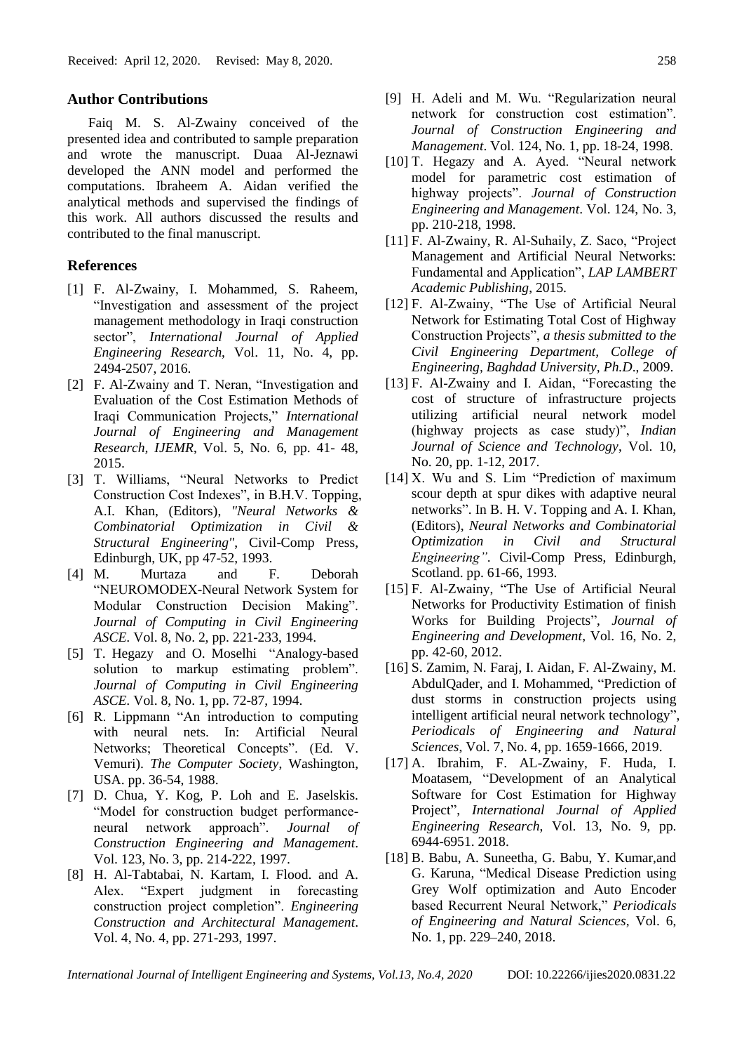## Author Contributions

Faiq M. S. Al-Zwainy conceived of the presented idea and contributed to sample preparation and wrote the manuscript. Duaa Al-Jeznawi developed the ANN model and performed the computations. Ibraheem A. Aidan verified the analytical methods and supervised the findings of this work. All authors discussed the results and contributed to the final manuscript.

## References

[1] F. Al-Zwainy, I. Mohammed, S. Raheem, "Investigation and assessment of the project management methodology in Iraqi construction sector", *International Journal of Applied Engineering Research*, Vol. 11, No. 4, pp. 2494-2507, 2016.

[2] F. Al-Zwainy and T. Neran, "Investigation and Evaluation of the Cost Estimation Methods of Iraqi Communication Projects," *International Journal of Engineering and Management Research, IJEMR*, Vol. 5, No. 6, pp. 41- 48, 2015.

[3] T. Williams, "Neural Networks to Predict Construction Cost Indexes", in B.H.V. Topping, A.I. Khan, (Editors), *"Neural Networks & Combinatorial Optimization in Civil & Structural Engineering"*, Civil-Comp Press, Edinburgh, UK, pp 47-52, 1993.

[4] M. Murtaza and F. Deborah "NEUROMODEX-Neural Network System for Modular Construction Decision Making". *Journal of Computing in Civil Engineering ASCE*. Vol. 8, No. 2, pp. 221-233, 1994.

[5] T. Hegazy and O. Moselhi "Analogy-based solution to markup estimating problem". *Journal of Computing in Civil Engineering ASCE*. Vol. 8, No. 1, pp. 72-87, 1994.

[6] R. Lippmann "An introduction to computing with neural nets. In: Artificial Neural Networks; Theoretical Concepts". (Ed. V. Vemuri). *The Computer Society*, Washington, USA. pp. 36-54, 1988.

[7] D. Chua, Y. Kog, P. Loh and E. Jaselskis. "Model for construction budget performance-neural network approach". *Journal of Construction Engineering and Management*. Vol. 123, No. 3, pp. 214-222, 1997.

[8] H. Al-Tabtabai, N. Kartam, I. Flood. and A. Alex. "Expert judgment in forecasting construction project completion". *Engineering Construction and Architectural Management*. Vol. 4, No. 4, pp. 271-293, 1997.

[9] H. Adeli and M. Wu. "Regularization neural network for construction cost estimation". *Journal of Construction Engineering and Management*. Vol. 124, No. 1, pp. 18-24, 1998.

[10] T. Hegazy and A. Ayed. "Neural network model for parametric cost estimation of highway projects". *Journal of Construction Engineering and Management*. Vol. 124, No. 3, pp. 210-218, 1998.

[11] F. Al-Zwainy, R. Al-Suhaily, Z. Saco, "Project Management and Artificial Neural Networks: Fundamental and Application", *LAP LAMBERT Academic Publishing*, 2015.

[12] F. Al-Zwainy, "The Use of Artificial Neural Network for Estimating Total Cost of Highway Construction Projects", *a thesis submitted to the Civil Engineering Department, College of Engineering, Baghdad University, Ph.D*., 2009.

[13] F. Al-Zwainy and I. Aidan, "Forecasting the cost of structure of infrastructure projects utilizing artificial neural network model (highway projects as case study)", *Indian Journal of Science and Technology*, Vol. 10, No. 20, pp. 1-12, 2017.

[14] X. Wu and S. Lim "Prediction of maximum scour depth at spur dikes with adaptive neural networks". In B. H. V. Topping and A. I. Khan, (Editors), *Neural Networks and Combinatorial Optimization in Civil and Structural Engineering"*. Civil-Comp Press, Edinburgh, Scotland. pp. 61-66, 1993.

[15] F. Al-Zwainy, "The Use of Artificial Neural Networks for Productivity Estimation of finish Works for Building Projects", *Journal of Engineering and Development*, Vol. 16, No. 2, pp. 42-60, 2012.

[16] S. Zamim, N. Faraj, I. Aidan, F. Al-Zwainy, M. AbdulQader, and I. Mohammed, "Prediction of dust storms in construction projects using intelligent artificial neural network technology", *Periodicals of Engineering and Natural Sciences*, Vol. 7, No. 4, pp. 1659-1666, 2019.

[17] A. Ibrahim, F. AL-Zwainy, F. Huda, I. Moatasem, "Development of an Analytical Software for Cost Estimation for Highway Project", *International Journal of Applied Engineering Research*, Vol. 13, No. 9, pp. 6944-6951. 2018.

[18] B. Babu, A. Suneetha, G. Babu, Y. Kumar,and G. Karuna, "Medical Disease Prediction using Grey Wolf optimization and Auto Encoder based Recurrent Neural Network," *Periodicals of Engineering and Natural Sciences*, Vol. 6, No. 1, pp. 229–240, 2018.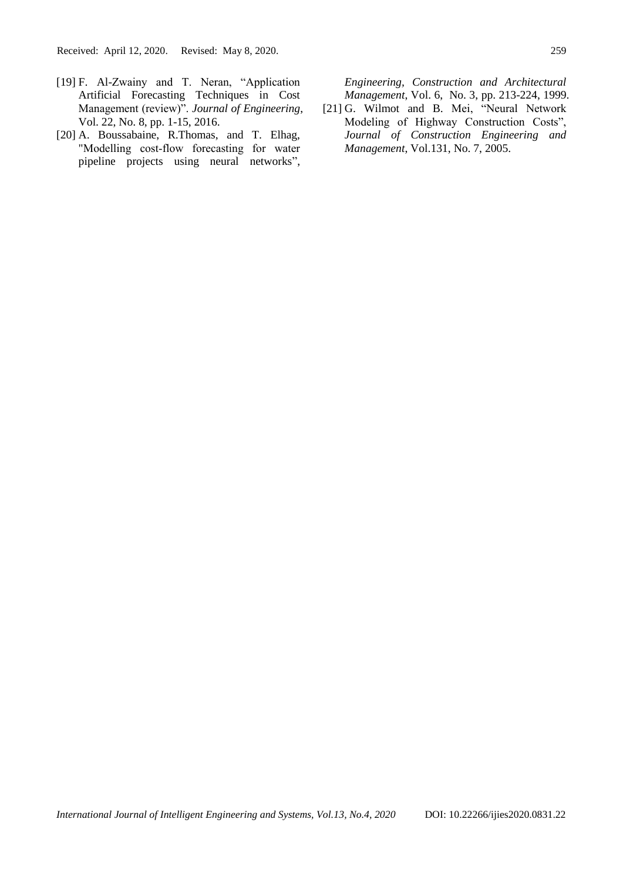[19] F. Al-Zwainy and T. Neran, "Application Artificial Forecasting Techniques in Cost Management (review)". *Journal of Engineering*, Vol. 22, No. 8, pp. 1-15, 2016.

[20] A. Boussabaine, R.Thomas, and T. Elhag, "Modelling cost-flow forecasting for water pipeline projects using neural networks", *Engineering, Construction and Architectural Management*, Vol. 6, No. 3, pp. 213-224, 1999.

[21] G. Wilmot and B. Mei, "Neural Network Modeling of Highway Construction Costs", *Journal of Construction Engineering and Management*, Vol.131, No. 7, 2005.